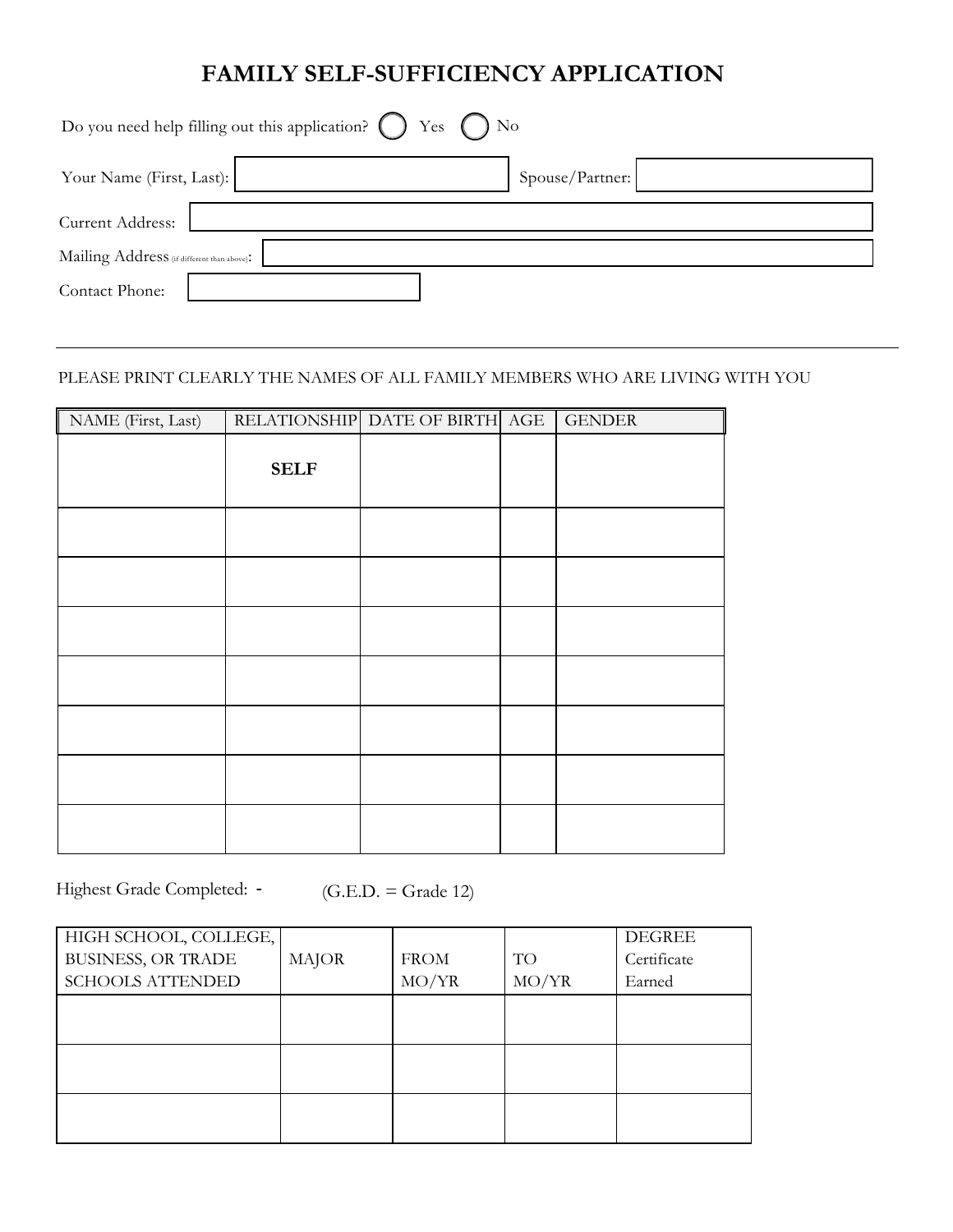# FAMILY SELF-SUFFICIENCY APPLICATION

Do you need help filling out this application? ◯ Yes ◯ No

Your Name (First, Last): _______________ Spouse/Partner: _______________

Current Address: _______________

Mailing Address (if different than above): _______________

Contact Phone: _______________

---

PLEASE PRINT CLEARLY THE NAMES OF ALL FAMILY MEMBERS WHO ARE LIVING WITH YOU

| NAME (First, Last) | RELATIONSHIP | DATE OF BIRTH | AGE | GENDER |
|---|---|---|---|---|
| | **SELF** | | | |
| | | | | |
| | | | | |
| | | | | |
| | | | | |
| | | | | |
| | | | | |
| | | | | |

Highest Grade Completed: - (G.E.D. = Grade 12)

| HIGH SCHOOL, COLLEGE, BUSINESS, OR TRADE SCHOOLS ATTENDED | MAJOR | FROM MO/YR | TO MO/YR | DEGREE Certificate Earned |
|---|---|---|---|---|
| | | | | |
| | | | | |
| | | | | |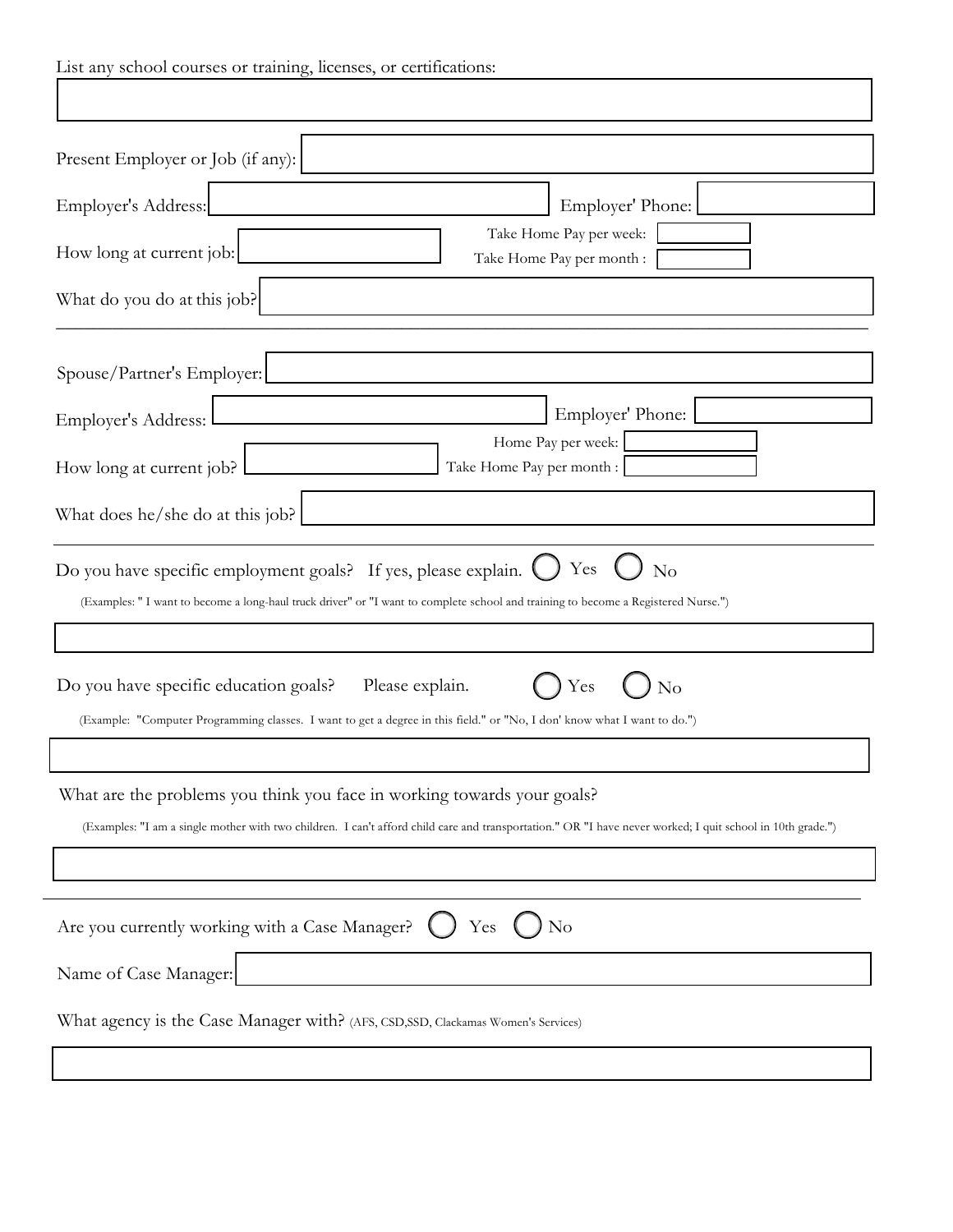List any school courses or training, licenses, or certifications:

Present Employer or Job (if any):

Employer's Address: Employer' Phone:

How long at current job:

Take Home Pay per week:

Take Home Pay per month :

What do you do at this job?

---

Spouse/Partner's Employer:

Employer's Address: Employer' Phone:

How long at current job?

Home Pay per week:

Take Home Pay per month :

What does he/she do at this job?

---

Do you have specific employment goals? If yes, please explain. ◯ Yes ◯ No

(Examples: " I want to become a long-haul truck driver" or "I want to complete school and training to become a Registered Nurse.")

Do you have specific education goals? Please explain. ◯ Yes ◯ No

(Example: "Computer Programming classes. I want to get a degree in this field." or "No, I don' know what I want to do.")

What are the problems you think you face in working towards your goals?

(Examples: "I am a single mother with two children. I can't afford child care and transportation." OR "I have never worked; I quit school in 10th grade.")

---

Are you currently working with a Case Manager? ◯ Yes ◯ No

Name of Case Manager:

What agency is the Case Manager with? (AFS, CSD,SSD, Clackamas Women's Services)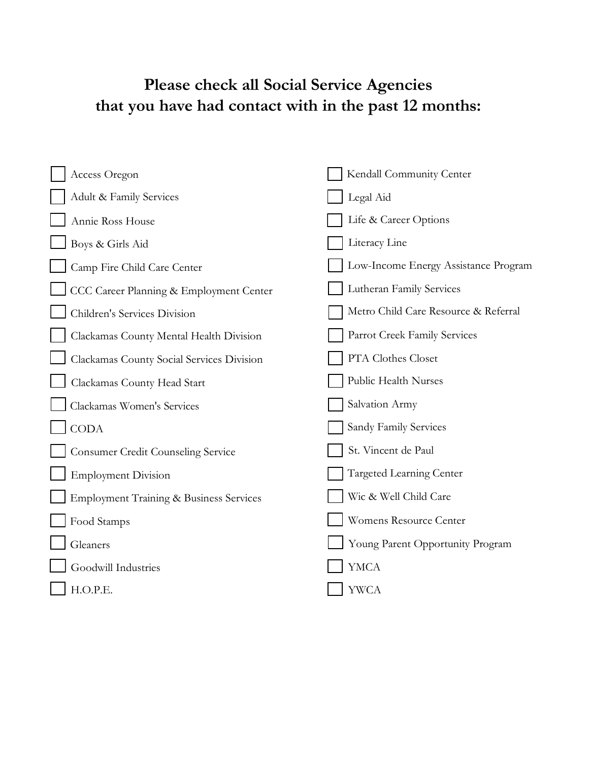## Please check all Social Service Agencies that you have had contact with in the past 12 months:

- [ ] Access Oregon
- [ ] Adult & Family Services
- [ ] Annie Ross House
- [ ] Boys & Girls Aid
- [ ] Camp Fire Child Care Center
- [ ] CCC Career Planning & Employment Center
- [ ] Children's Services Division
- [ ] Clackamas County Mental Health Division
- [ ] Clackamas County Social Services Division
- [ ] Clackamas County Head Start
- [ ] Clackamas Women's Services
- [ ] CODA
- [ ] Consumer Credit Counseling Service
- [ ] Employment Division
- [ ] Employment Training & Business Services
- [ ] Food Stamps
- [ ] Gleaners
- [ ] Goodwill Industries
- [ ] H.O.P.E.
- [ ] Kendall Community Center
- [ ] Legal Aid
- [ ] Life & Career Options
- [ ] Literacy Line
- [ ] Low-Income Energy Assistance Program
- [ ] Lutheran Family Services
- [ ] Metro Child Care Resource & Referral
- [ ] Parrot Creek Family Services
- [ ] PTA Clothes Closet
- [ ] Public Health Nurses
- [ ] Salvation Army
- [ ] Sandy Family Services
- [ ] St. Vincent de Paul
- [ ] Targeted Learning Center
- [ ] Wic & Well Child Care
- [ ] Womens Resource Center
- [ ] Young Parent Opportunity Program
- [ ] YMCA
- [ ] YWCA